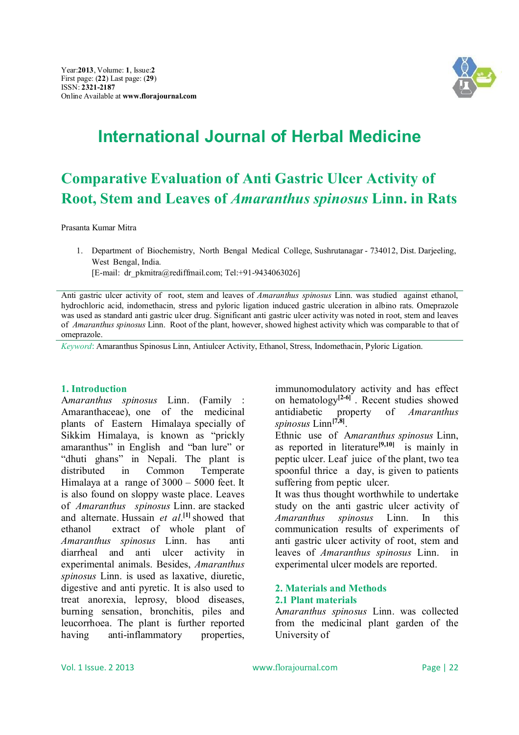# International Journal of Herbal Medicine

# Comparative Evaluation of Anti Gastric Ulcer Activity of Root, Stem and Leaves of *Amaranthus spinosus* Linn. in Rats

Prasanta Kumar Mitra

1. Department of Biochemistry, North Bengal Medical College, Sushrutanagar - 734012, Dist. Darjeeling, West Bengal, India.
   [E-mail: dr_pkmitra@rediffmail.com; Tel:+91-9434063026]

Anti gastric ulcer activity of root, stem and leaves of *Amaranthus spinosus* Linn. was studied against ethanol, hydrochloric acid, indomethacin, stress and pyloric ligation induced gastric ulceration in albino rats. Omeprazole was used as standard anti gastric ulcer drug. Significant anti gastric ulcer activity was noted in root, stem and leaves of *Amaranthus spinosus* Linn. Root of the plant, however, showed highest activity which was comparable to that of omeprazole.

*Keyword*: Amaranthus Spinosus Linn, Antiulcer Activity, Ethanol, Stress, Indomethacin, Pyloric Ligation.

## 1. Introduction

*Amaranthus spinosus* Linn. (Family : Amaranthaceae), one of the medicinal plants of Eastern Himalaya specially of Sikkim Himalaya, is known as "prickly amaranthus" in English and "ban lure" or "dhuti ghans" in Nepali. The plant is distributed in Common Temperate Himalaya at a range of 3000 – 5000 feet. It is also found on sloppy waste place. Leaves of *Amaranthus spinosus* Linn. are stacked and alternate. Hussain *et al*.[1] showed that ethanol extract of whole plant of *Amaranthus spinosus* Linn. has anti diarrheal and anti ulcer activity in experimental animals. Besides, *Amaranthus spinosus* Linn. is used as laxative, diuretic, digestive and anti pyretic. It is also used to treat anorexia, leprosy, blood diseases, burning sensation, bronchitis, piles and leucorrhoea. The plant is further reported having anti-inflammatory properties, immunomodulatory activity and has effect on hematology[2-6]. Recent studies showed antidiabetic property of *Amaranthus spinosus* Linn[7,8].

Ethnic use of *Amaranthus spinosus* Linn, as reported in literature[9,10] is mainly in peptic ulcer. Leaf juice of the plant, two tea spoonful thrice a day, is given to patients suffering from peptic ulcer.

It was thus thought worthwhile to undertake study on the anti gastric ulcer activity of *Amaranthus spinosus* Linn. In this communication results of experiments of anti gastric ulcer activity of root, stem and leaves of *Amaranthus spinosus* Linn. in experimental ulcer models are reported.

## 2. Materials and Methods

### 2.1 Plant materials

*Amaranthus spinosus* Linn. was collected from the medicinal plant garden of the University of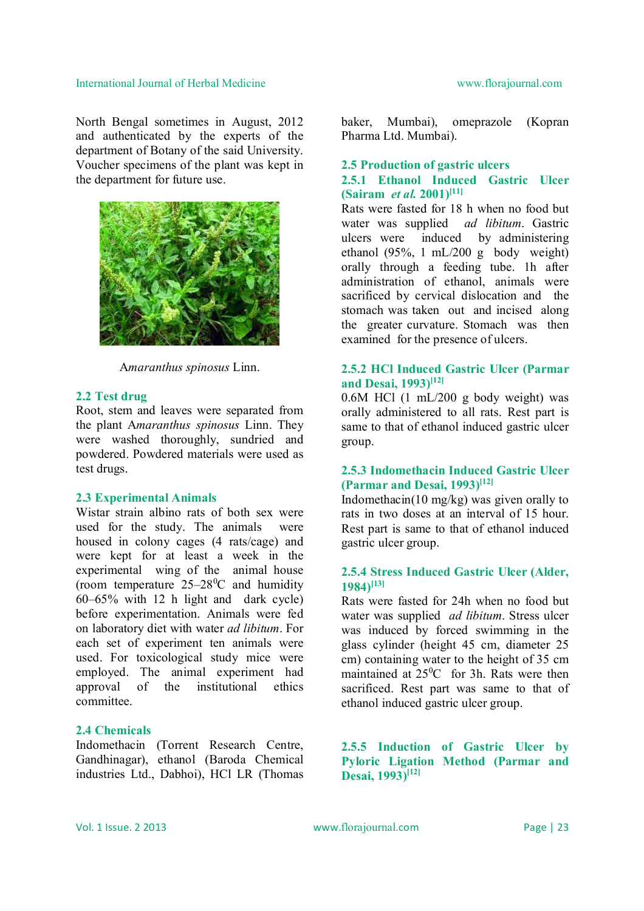North Bengal sometimes in August, 2012 and authenticated by the experts of the department of Botany of the said University. Voucher specimens of the plant was kept in the department for future use.

A*maranthus spinosus* Linn.

## 2.2 Test drug

Root, stem and leaves were separated from the plant A*maranthus spinosus* Linn. They were washed thoroughly, sundried and powdered. Powdered materials were used as test drugs.

## 2.3 Experimental Animals

Wistar strain albino rats of both sex were used for the study. The animals were housed in colony cages (4 rats/cage) and were kept for at least a week in the experimental wing of the animal house (room temperature 25–28$^0$C and humidity 60–65% with 12 h light and dark cycle) before experimentation. Animals were fed on laboratory diet with water *ad libitum*. For each set of experiment ten animals were used. For toxicological study mice were employed. The animal experiment had approval of the institutional ethics committee.

## 2.4 Chemicals

Indomethacin (Torrent Research Centre, Gandhinagar), ethanol (Baroda Chemical industries Ltd., Dabhoi), HCl LR (Thomas baker, Mumbai), omeprazole (Kopran Pharma Ltd. Mumbai).

## 2.5 Production of gastric ulcers

### 2.5.1 Ethanol Induced Gastric Ulcer (Sairam *et al.* 2001)[11]

Rats were fasted for 18 h when no food but water was supplied *ad libitum*. Gastric ulcers were induced by administering ethanol (95%, 1 mL/200 g body weight) orally through a feeding tube. 1h after administration of ethanol, animals were sacrificed by cervical dislocation and the stomach was taken out and incised along the greater curvature. Stomach was then examined for the presence of ulcers.

### 2.5.2 HCl Induced Gastric Ulcer (Parmar and Desai, 1993)[12]

0.6M HCl (1 mL/200 g body weight) was orally administered to all rats. Rest part is same to that of ethanol induced gastric ulcer group.

### 2.5.3 Indomethacin Induced Gastric Ulcer (Parmar and Desai, 1993)[12]

Indomethacin(10 mg/kg) was given orally to rats in two doses at an interval of 15 hour. Rest part is same to that of ethanol induced gastric ulcer group.

### 2.5.4 Stress Induced Gastric Ulcer (Alder, 1984)[13]

Rats were fasted for 24h when no food but water was supplied *ad libitum*. Stress ulcer was induced by forced swimming in the glass cylinder (height 45 cm, diameter 25 cm) containing water to the height of 35 cm maintained at 25$^0$C for 3h. Rats were then sacrificed. Rest part was same to that of ethanol induced gastric ulcer group.

### 2.5.5 Induction of Gastric Ulcer by Pyloric Ligation Method (Parmar and Desai, 1993)[12]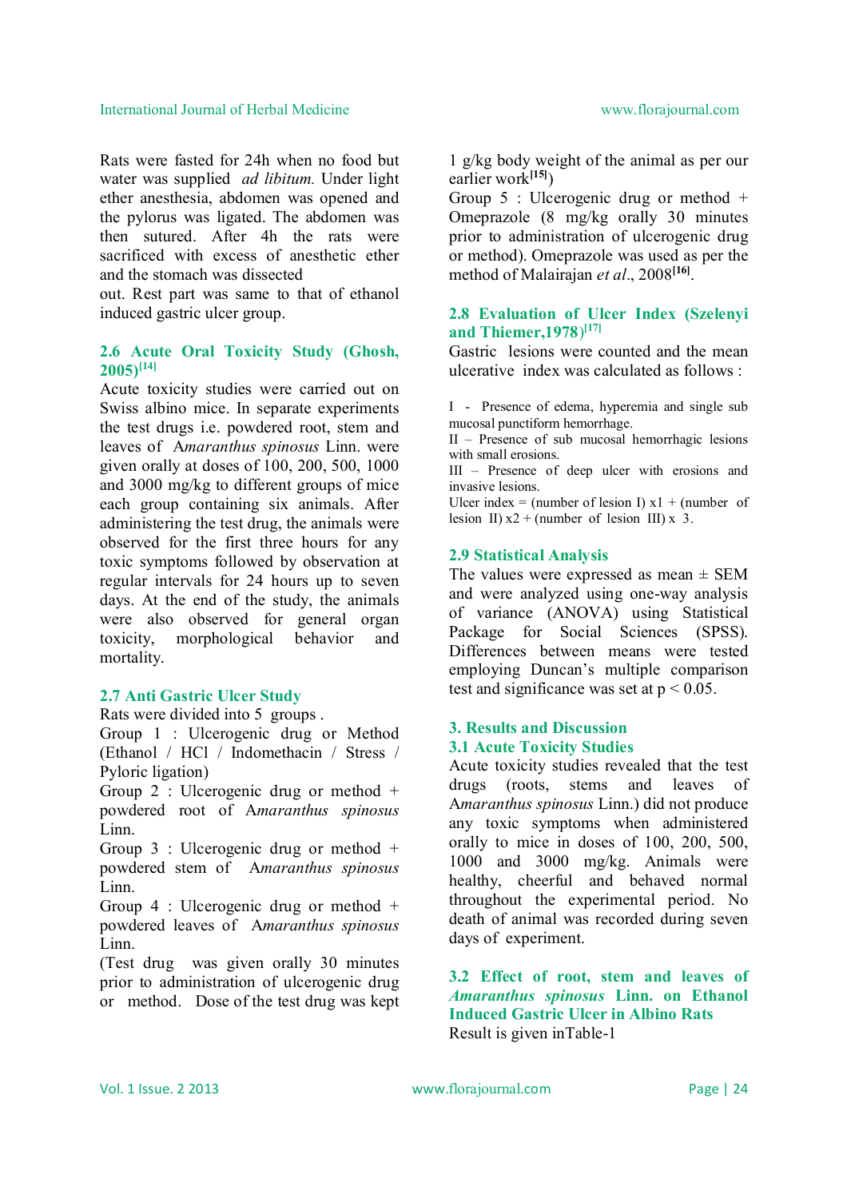Rats were fasted for 24h when no food but water was supplied *ad libitum.* Under light ether anesthesia, abdomen was opened and the pylorus was ligated. The abdomen was then sutured. After 4h the rats were sacrificed with excess of anesthetic ether and the stomach was dissected out. Rest part was same to that of ethanol induced gastric ulcer group.

### 2.6 Acute Oral Toxicity Study (Ghosh, 2005)[14]

Acute toxicity studies were carried out on Swiss albino mice. In separate experiments the test drugs i.e. powdered root, stem and leaves of *Amaranthus spinosus* Linn. were given orally at doses of 100, 200, 500, 1000 and 3000 mg/kg to different groups of mice each group containing six animals. After administering the test drug, the animals were observed for the first three hours for any toxic symptoms followed by observation at regular intervals for 24 hours up to seven days. At the end of the study, the animals were also observed for general organ toxicity, morphological behavior and mortality.

### 2.7 Anti Gastric Ulcer Study

Rats were divided into 5 groups .

Group 1 : Ulcerogenic drug or Method (Ethanol / HCl / Indomethacin / Stress / Pyloric ligation)

Group 2 : Ulcerogenic drug or method + powdered root of *Amaranthus spinosus* Linn.

Group 3 : Ulcerogenic drug or method + powdered stem of *Amaranthus spinosus* Linn.

Group 4 : Ulcerogenic drug or method + powdered leaves of *Amaranthus spinosus* Linn.

(Test drug was given orally 30 minutes prior to administration of ulcerogenic drug or method. Dose of the test drug was kept 1 g/kg body weight of the animal as per our earlier work[15])

Group 5 : Ulcerogenic drug or method + Omeprazole (8 mg/kg orally 30 minutes prior to administration of ulcerogenic drug or method). Omeprazole was used as per the method of Malairajan *et al*., 2008[16].

### 2.8 Evaluation of Ulcer Index (Szelenyi and Thiemer,1978)[17]

Gastric lesions were counted and the mean ulcerative index was calculated as follows :

I - Presence of edema, hyperemia and single sub mucosal punctiform hemorrhage.

II – Presence of sub mucosal hemorrhagic lesions with small erosions.

III – Presence of deep ulcer with erosions and invasive lesions.

Ulcer index = (number of lesion I) x1 + (number of lesion II) x2 + (number of lesion III) x 3.

### 2.9 Statistical Analysis

The values were expressed as mean ± SEM and were analyzed using one-way analysis of variance (ANOVA) using Statistical Package for Social Sciences (SPSS). Differences between means were tested employing Duncan's multiple comparison test and significance was set at $p < 0.05$.

## 3. Results and Discussion

### 3.1 Acute Toxicity Studies

Acute toxicity studies revealed that the test drugs (roots, stems and leaves of *Amaranthus spinosus* Linn.) did not produce any toxic symptoms when administered orally to mice in doses of 100, 200, 500, 1000 and 3000 mg/kg. Animals were healthy, cheerful and behaved normal throughout the experimental period. No death of animal was recorded during seven days of experiment.

### 3.2 Effect of root, stem and leaves of *Amaranthus spinosus* Linn. on Ethanol Induced Gastric Ulcer in Albino Rats

Result is given inTable-1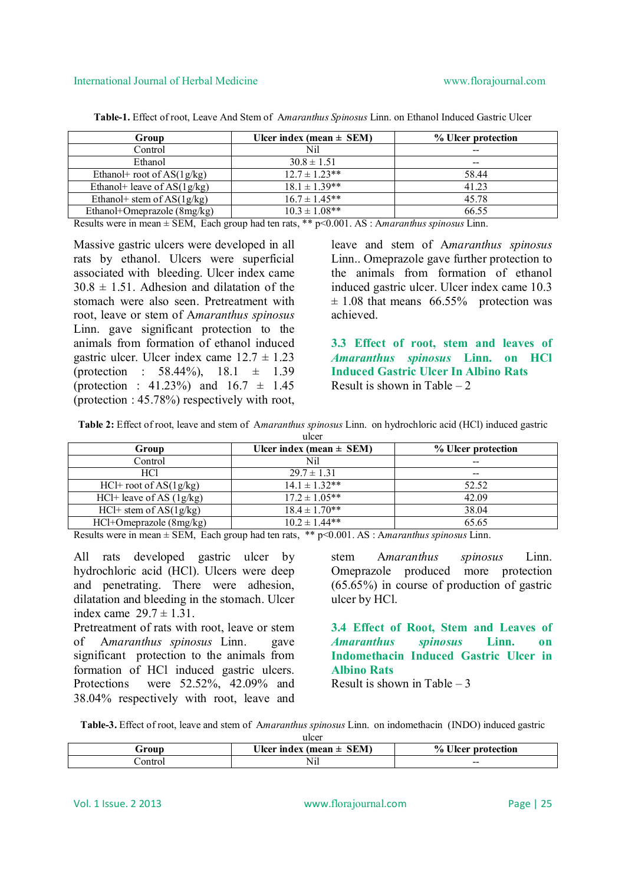**Table-1.** Effect of root, Leave And Stem of *Amaranthus Spinosus* Linn. on Ethanol Induced Gastric Ulcer

| Group | Ulcer index (mean ± SEM) | % Ulcer protection |
|---|---|---|
| Control | Nil | -- |
| Ethanol | 30.8 ± 1.51 | -- |
| Ethanol+ root of AS(1g/kg) | 12.7 ± 1.23** | 58.44 |
| Ethanol+ leave of AS(1g/kg) | 18.1 ± 1.39** | 41.23 |
| Ethanol+ stem of AS(1g/kg) | 16.7 ± 1.45** | 45.78 |
| Ethanol+Omeprazole (8mg/kg) | 10.3 ± 1.08** | 66.55 |

Results were in mean ± SEM, Each group had ten rats, ** p<0.001. AS : A*maranthus spinosus* Linn.

Massive gastric ulcers were developed in all rats by ethanol. Ulcers were superficial associated with bleeding. Ulcer index came 30.8 ± 1.51. Adhesion and dilatation of the stomach were also seen. Pretreatment with root, leave or stem of A*maranthus spinosus* Linn. gave significant protection to the animals from formation of ethanol induced gastric ulcer. Ulcer index came 12.7 ± 1.23 (protection : 58.44%), 18.1 ± 1.39 (protection : 41.23%) and 16.7 ± 1.45 (protection : 45.78%) respectively with root, leave and stem of A*maranthus spinosus* Linn.. Omeprazole gave further protection to the animals from formation of ethanol induced gastric ulcer. Ulcer index came 10.3 ± 1.08 that means 66.55% protection was achieved.

### 3.3 Effect of root, stem and leaves of *Amaranthus spinosus* Linn. on HCl Induced Gastric Ulcer In Albino Rats

Result is shown in Table – 2

**Table 2:** Effect of root, leave and stem of A*maranthus spinosus* Linn. on hydrochloric acid (HCl) induced gastric ulcer

| Group | Ulcer index (mean ± SEM) | % Ulcer protection |
|---|---|---|
| Control | Nil | -- |
| HCl | 29.7 ± 1.31 | -- |
| HCl+ root of AS(1g/kg) | 14.1 ± 1.32** | 52.52 |
| HCl+ leave of AS (1g/kg) | 17.2 ± 1.05** | 42.09 |
| HCl+ stem of AS(1g/kg) | 18.4 ± 1.70** | 38.04 |
| HCl+Omeprazole (8mg/kg) | 10.2 ± 1.44** | 65.65 |

Results were in mean ± SEM, Each group had ten rats, ** p<0.001. AS : A*maranthus spinosus* Linn.

All rats developed gastric ulcer by hydrochloric acid (HCl). Ulcers were deep and penetrating. There were adhesion, dilatation and bleeding in the stomach. Ulcer index came 29.7 ± 1.31.

Pretreatment of rats with root, leave or stem of A*maranthus spinosus* Linn. gave significant protection to the animals from formation of HCl induced gastric ulcers. Protections were 52.52%, 42.09% and 38.04% respectively with root, leave and stem A*maranthus spinosus* Linn. Omeprazole produced more protection (65.65%) in course of production of gastric ulcer by HCl.

### 3.4 Effect of Root, Stem and Leaves of *Amaranthus spinosus* Linn. on Indomethacin Induced Gastric Ulcer in Albino Rats

Result is shown in Table – 3

**Table-3.** Effect of root, leave and stem of A*maranthus spinosus* Linn. on indomethacin (INDO) induced gastric ulcer

| Group | Ulcer index (mean ± SEM) | % Ulcer protection |
|---|---|---|
| Control | Nil | -- |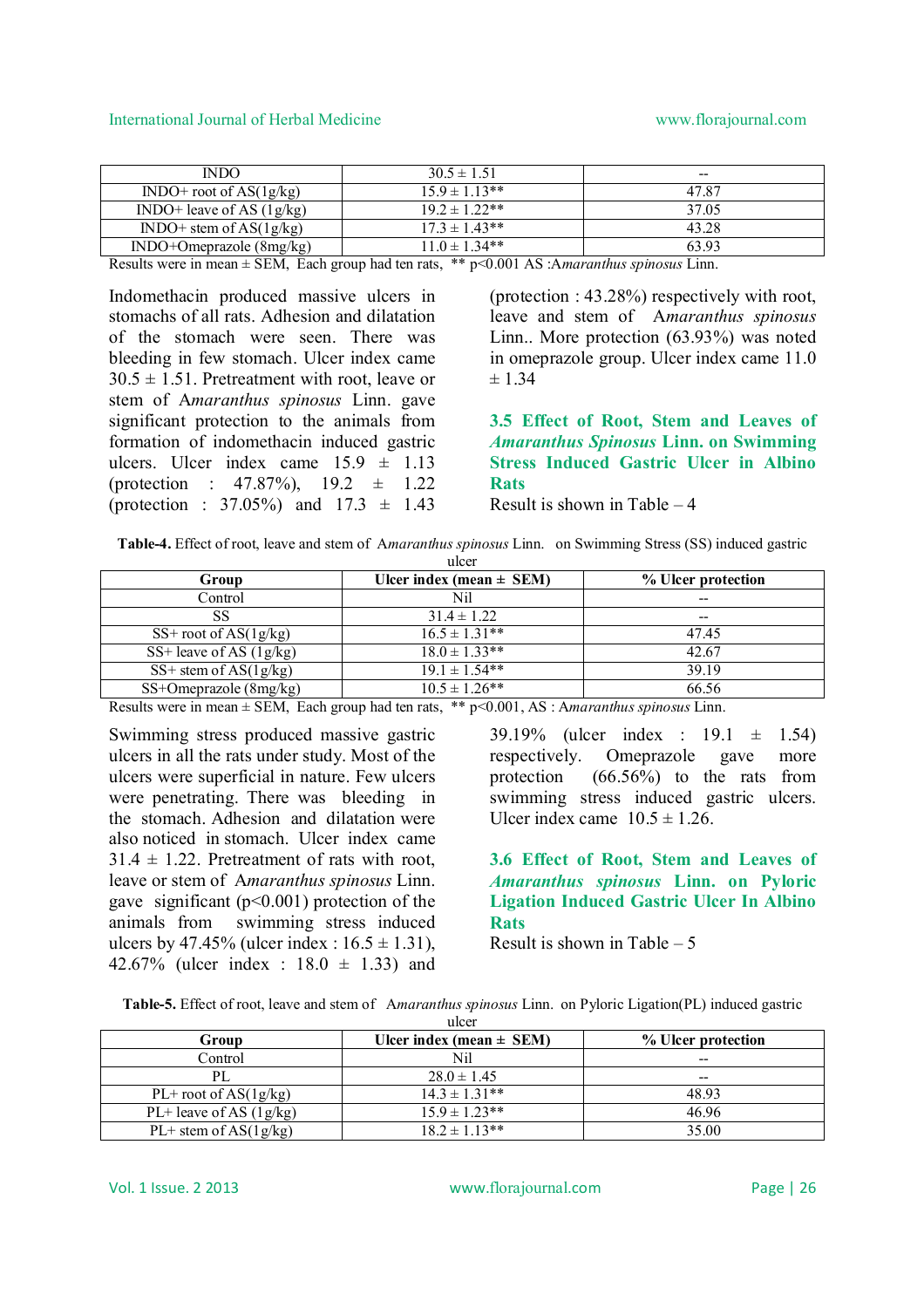| INDO | 30.5 ± 1.51 | -- |
|---|---|---|
| INDO+ root of AS(1g/kg) | 15.9 ± 1.13** | 47.87 |
| INDO+ leave of AS (1g/kg) | 19.2 ± 1.22** | 37.05 |
| INDO+ stem of AS(1g/kg) | 17.3 ± 1.43** | 43.28 |
| INDO+Omeprazole (8mg/kg) | 11.0 ± 1.34** | 63.93 |

Results were in mean ± SEM, Each group had ten rats, ** p<0.001 AS :A*maranthus spinosus* Linn.

Indomethacin produced massive ulcers in stomachs of all rats. Adhesion and dilatation of the stomach were seen. There was bleeding in few stomach. Ulcer index came 30.5 ± 1.51. Pretreatment with root, leave or stem of A*maranthus spinosus* Linn. gave significant protection to the animals from formation of indomethacin induced gastric ulcers. Ulcer index came 15.9 ± 1.13 (protection : 47.87%), 19.2 ± 1.22 (protection : 37.05%) and 17.3 ± 1.43 (protection : 43.28%) respectively with root, leave and stem of A*maranthus spinosus* Linn.. More protection (63.93%) was noted in omeprazole group. Ulcer index came 11.0 ± 1.34

### 3.5 Effect of Root, Stem and Leaves of *Amaranthus Spinosus* Linn. on Swimming Stress Induced Gastric Ulcer in Albino Rats

Result is shown in Table – 4

**Table-4.** Effect of root, leave and stem of A*maranthus spinosus* Linn. on Swimming Stress (SS) induced gastric ulcer

| Group | Ulcer index (mean ± SEM) | % Ulcer protection |
|---|---|---|
| Control | Nil | -- |
| SS | 31.4 ± 1.22 | -- |
| SS+ root of AS(1g/kg) | 16.5 ± 1.31** | 47.45 |
| SS+ leave of AS (1g/kg) | 18.0 ± 1.33** | 42.67 |
| SS+ stem of AS(1g/kg) | 19.1 ± 1.54** | 39.19 |
| SS+Omeprazole (8mg/kg) | 10.5 ± 1.26** | 66.56 |

Results were in mean ± SEM, Each group had ten rats, ** p<0.001, AS : A*maranthus spinosus* Linn.

Swimming stress produced massive gastric ulcers in all the rats under study. Most of the ulcers were superficial in nature. Few ulcers were penetrating. There was bleeding in the stomach. Adhesion and dilatation were also noticed in stomach. Ulcer index came 31.4 ± 1.22. Pretreatment of rats with root, leave or stem of A*maranthus spinosus* Linn. gave significant (p<0.001) protection of the animals from swimming stress induced ulcers by 47.45% (ulcer index : 16.5 ± 1.31), 42.67% (ulcer index : 18.0 ± 1.33) and 39.19% (ulcer index : 19.1 ± 1.54) respectively. Omeprazole gave more protection (66.56%) to the rats from swimming stress induced gastric ulcers. Ulcer index came 10.5 ± 1.26.

### 3.6 Effect of Root, Stem and Leaves of *Amaranthus spinosus* Linn. on Pyloric Ligation Induced Gastric Ulcer In Albino Rats

Result is shown in Table – 5

**Table-5.** Effect of root, leave and stem of A*maranthus spinosus* Linn. on Pyloric Ligation(PL) induced gastric ulcer

| Group | Ulcer index (mean ± SEM) | % Ulcer protection |
|---|---|---|
| Control | Nil | -- |
| PL | 28.0 ± 1.45 | -- |
| PL+ root of AS(1g/kg) | 14.3 ± 1.31** | 48.93 |
| PL+ leave of AS (1g/kg) | 15.9 ± 1.23** | 46.96 |
| PL+ stem of AS(1g/kg) | 18.2 ± 1.13** | 35.00 |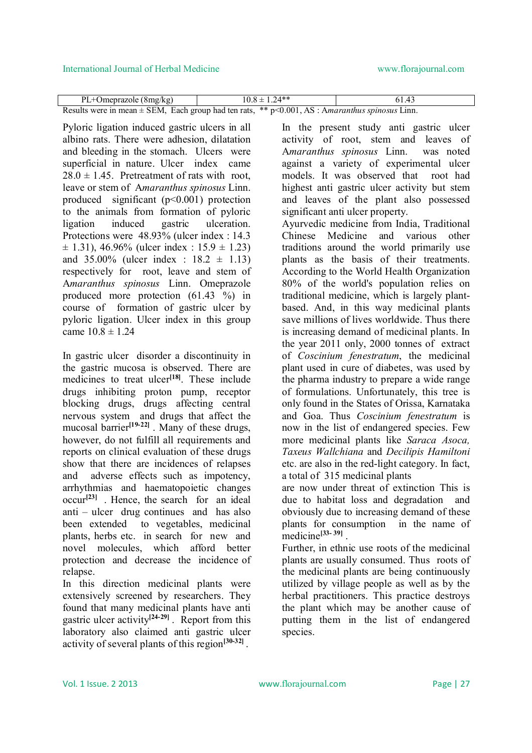| PL+Omeprazole (8mg/kg) | 10.8 ± 1.24** | 61.43 |
|---|---|---|

Results were in mean ± SEM, Each group had ten rats, ** p<0.001, AS : *Amaranthus spinosus* Linn.

Pyloric ligation induced gastric ulcers in all albino rats. There were adhesion, dilatation and bleeding in the stomach. Ulcers were superficial in nature. Ulcer index came 28.0 ± 1.45. Pretreatment of rats with root, leave or stem of *Amaranthus spinosus* Linn. produced significant (p<0.001) protection to the animals from formation of pyloric ligation induced gastric ulceration. Protections were 48.93% (ulcer index : 14.3 ± 1.31), 46.96% (ulcer index : 15.9 ± 1.23) and 35.00% (ulcer index : 18.2 ± 1.13) respectively for root, leave and stem of *Amaranthus spinosus* Linn. Omeprazole produced more protection (61.43 %) in course of formation of gastric ulcer by pyloric ligation. Ulcer index in this group came 10.8 ± 1.24

In gastric ulcer disorder a discontinuity in the gastric mucosa is observed. There are medicines to treat ulcer[18]. These include drugs inhibiting proton pump, receptor blocking drugs, drugs affecting central nervous system and drugs that affect the mucosal barrier[19-22]. Many of these drugs, however, do not fulfill all requirements and reports on clinical evaluation of these drugs show that there are incidences of relapses and adverse effects such as impotency, arrhythmias and haematopoietic changes occur[23]. Hence, the search for an ideal anti – ulcer drug continues and has also been extended to vegetables, medicinal plants, herbs etc. in search for new and novel molecules, which afford better protection and decrease the incidence of relapse.

In this direction medicinal plants were extensively screened by researchers. They found that many medicinal plants have anti gastric ulcer activity[24-29]. Report from this laboratory also claimed anti gastric ulcer activity of several plants of this region[30-32].

In the present study anti gastric ulcer activity of root, stem and leaves of *Amaranthus spinosus* Linn. was noted against a variety of experimental ulcer models. It was observed that root had highest anti gastric ulcer activity but stem and leaves of the plant also possessed significant anti ulcer property.

Ayurvedic medicine from India, Traditional Chinese Medicine and various other traditions around the world primarily use plants as the basis of their treatments. According to the World Health Organization 80% of the world's population relies on traditional medicine, which is largely plant-based. And, in this way medicinal plants save millions of lives worldwide. Thus there is increasing demand of medicinal plants. In the year 2011 only, 2000 tonnes of extract of *Coscinium fenestratum*, the medicinal plant used in cure of diabetes, was used by the pharma industry to prepare a wide range of formulations. Unfortunately, this tree is only found in the States of Orissa, Karnataka and Goa. Thus *Coscinium fenestratum* is now in the list of endangered species. Few more medicinal plants like *Saraca Asoca, Taxeus Wallchiana* and *Decilipis Hamiltoni* etc. are also in the red-light category. In fact, a total of 315 medicinal plants are now under threat of extinction This is due to habitat loss and degradation and obviously due to increasing demand of these plants for consumption in the name of medicine[33-39].

Further, in ethnic use roots of the medicinal plants are usually consumed. Thus roots of the medicinal plants are being continuously utilized by village people as well as by the herbal practitioners. This practice destroys the plant which may be another cause of putting them in the list of endangered species.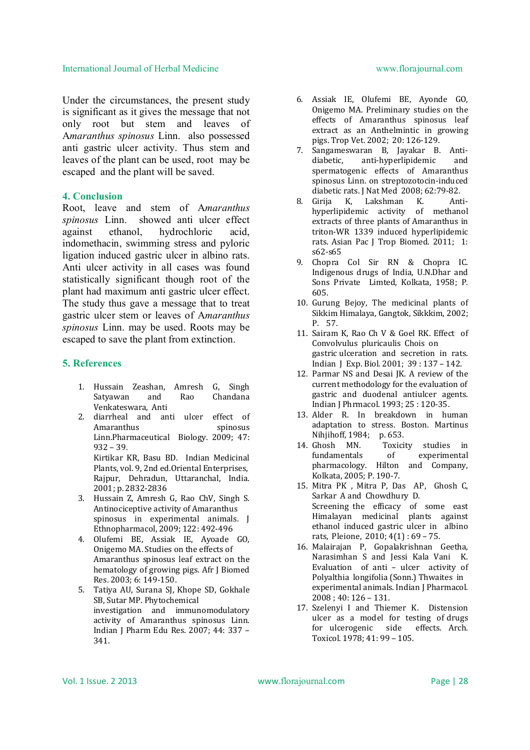Under the circumstances, the present study is significant as it gives the message that not only root but stem and leaves of A*maranthus spinosus* Linn. also possessed anti gastric ulcer activity. Thus stem and leaves of the plant can be used, root may be escaped and the plant will be saved.

## 4. Conclusion

Root, leave and stem of A*maranthus spinosus* Linn. showed anti ulcer effect against ethanol, hydrochloric acid, indomethacin, swimming stress and pyloric ligation induced gastric ulcer in albino rats. Anti ulcer activity in all cases was found statistically significant though root of the plant had maximum anti gastric ulcer effect. The study thus gave a message that to treat gastric ulcer stem or leaves of A*maranthus spinosus* Linn. may be used. Roots may be escaped to save the plant from extinction.

## 5. References

1. Hussain Zeashan, Amresh G, Singh Satyawan and Rao Chandana Venkateswara, Anti
2. diarrheal and anti ulcer effect of Amaranthus spinosus Linn.Pharmaceutical Biology. 2009; 47: 932 – 39. Kirtikar KR, Basu BD. Indian Medicinal Plants, vol. 9, 2nd ed.Oriental Enterprises, Rajpur, Dehradun, Uttaranchal, India. 2001; p. 2832-2836
3. Hussain Z, Amresh G, Rao ChV, Singh S. Antinociceptive activity of Amaranthus spinosus in experimental animals. J Ethnopharmacol, 2009; 122: 492-496
4. Olufemi BE, Assiak IE, Ayoade GO, Onigemo MA. Studies on the effects of Amaranthus spinosus leaf extract on the hematology of growing pigs. Afr J Biomed Res. 2003; 6: 149-150.
5. Tatiya AU, Surana SJ, Khope SD, Gokhale SB, Sutar MP. Phytochemical investigation and immunomodulatory activity of Amaranthus spinosus Linn. Indian J Pharm Edu Res. 2007; 44: 337 – 341.
6. Assiak IE, Olufemi BE, Ayonde GO, Onigemo MA. Preliminary studies on the effects of Amaranthus spinosus leaf extract as an Anthelmintic in growing pigs. Trop Vet. 2002; 20: 126-129.
7. Sangameswaran B, Jayakar B. Anti-diabetic, anti-hyperlipidemic and spermatogenic effects of Amaranthus spinosus Linn. on streptozotocin-induced diabetic rats. J Nat Med 2008; 62:79-82.
8. Girija K, Lakshman K. Anti-hyperlipidemic activity of methanol extracts of three plants of Amaranthus in triton-WR 1339 induced hyperlipidemic rats. Asian Pac J Trop Biomed. 2011; 1: s62-s65
9. Chopra Col Sir RN & Chopra IC. Indigenous drugs of India, U.N.Dhar and Sons Private Limted, Kolkata, 1958; P. 605.
10. Gurung Bejoy, The medicinal plants of Sikkim Himalaya, Gangtok, Sikkkim, 2002; P. 57.
11. Sairam K, Rao Ch V & Goel RK. Effect of Convolvulus pluricaulis Chois on gastric ulceration and secretion in rats. Indian J Exp. Biol. 2001; 39 : 137 – 142.
12. Parmar NS and Desai JK. A review of the current methodology for the evaluation of gastric and duodenal antiulcer agents. Indian J Phrmacol. 1993; 25 : 120-35.
13. Alder R. In breakdown in human adaptation to stress. Boston. Martinus Nihjihoff, 1984; p. 653.
14. Ghosh MN. Toxicity studies in fundamentals of experimental pharmacology. Hilton and Company, Kolkata, 2005; P. 190-7.
15. Mitra PK , Mitra P, Das AP, Ghosh C, Sarkar A and Chowdhury D. Screening the efficacy of some east Himalayan medicinal plants against ethanol induced gastric ulcer in albino rats, Pleione, 2010; 4(1) : 69 – 75.
16. Malairajan P, Gopalakrishnan Geetha, Narasimhan S and Jessi Kala Vani K. Evaluation of anti – ulcer activity of Polyalthia longifolia (Sonn.) Thwaites in experimental animals. Indian J Pharmacol. 2008 ; 40: 126 – 131.
17. Szelenyi I and Thiemer K. Distension ulcer as a model for testing of drugs for ulcerogenic side effects. Arch. Toxicol. 1978; 41: 99 – 105.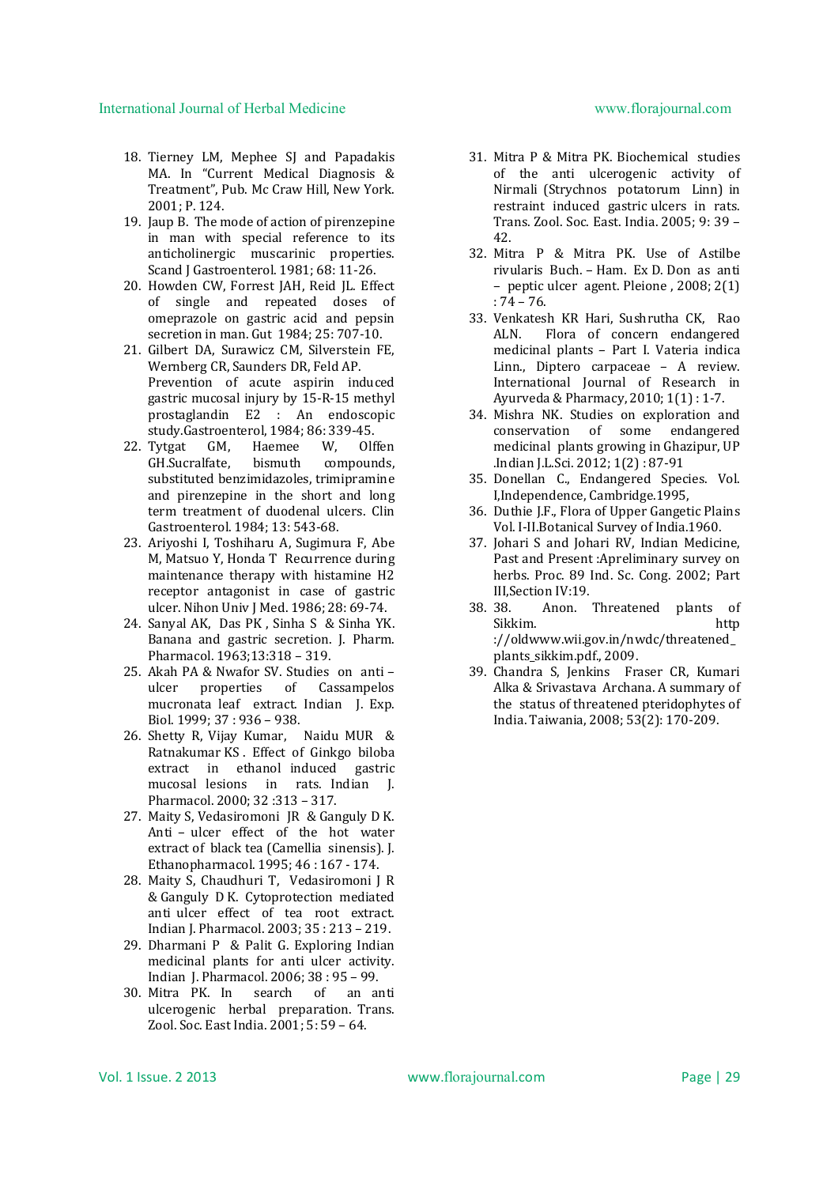18. Tierney LM, Mephee SJ and Papadakis MA. In "Current Medical Diagnosis & Treatment", Pub. Mc Craw Hill, New York. 2001; P. 124.
19. Jaup B. The mode of action of pirenzepine in man with special reference to its anticholinergic muscarinic properties. Scand J Gastroenterol. 1981; 68: 11-26.
20. Howden CW, Forrest JAH, Reid JL. Effect of single and repeated doses of omeprazole on gastric acid and pepsin secretion in man. Gut 1984; 25: 707-10.
21. Gilbert DA, Surawicz CM, Silverstein FE, Wernberg CR, Saunders DR, Feld AP. Prevention of acute aspirin induced gastric mucosal injury by 15-R-15 methyl prostaglandin E2 : An endoscopic study.Gastroenterol, 1984; 86: 339-45.
22. Tytgat GM, Haemee W, Olffen GH.Sucralfate, bismuth compounds, substituted benzimidazoles, trimipramine and pirenzepine in the short and long term treatment of duodenal ulcers. Clin Gastroenterol. 1984; 13: 543-68.
23. Ariyoshi I, Toshiharu A, Sugimura F, Abe M, Matsuo Y, Honda T Recurrence during maintenance therapy with histamine H2 receptor antagonist in case of gastric ulcer. Nihon Univ J Med. 1986; 28: 69-74.
24. Sanyal AK, Das PK , Sinha S & Sinha YK. Banana and gastric secretion. J. Pharm. Pharmacol. 1963;13:318 – 319.
25. Akah PA & Nwafor SV. Studies on anti – ulcer properties of Cassampelos mucronata leaf extract. Indian J. Exp. Biol. 1999; 37 : 936 – 938.
26. Shetty R, Vijay Kumar, Naidu MUR & Ratnakumar KS . Effect of Ginkgo biloba extract in ethanol induced gastric mucosal lesions in rats. Indian J. Pharmacol. 2000; 32 :313 – 317.
27. Maity S, Vedasiromoni JR & Ganguly D K. Anti – ulcer effect of the hot water extract of black tea (Camellia sinensis). J. Ethanopharmacol. 1995; 46 : 167 - 174.
28. Maity S, Chaudhuri T, Vedasiromoni J R & Ganguly D K. Cytoprotection mediated anti ulcer effect of tea root extract. Indian J. Pharmacol. 2003; 35 : 213 – 219.
29. Dharmani P & Palit G. Exploring Indian medicinal plants for anti ulcer activity. Indian J. Pharmacol. 2006; 38 : 95 – 99.
30. Mitra PK. In search of an anti ulcerogenic herbal preparation. Trans. Zool. Soc. East India. 2001; 5: 59 – 64.
31. Mitra P & Mitra PK. Biochemical studies of the anti ulcerogenic activity of Nirmali (Strychnos potatorum Linn) in restraint induced gastric ulcers in rats. Trans. Zool. Soc. East. India. 2005; 9: 39 – 42.
32. Mitra P & Mitra PK. Use of Astilbe rivularis Buch. – Ham. Ex D. Don as anti – peptic ulcer agent. Pleione , 2008; 2(1) : 74 – 76.
33. Venkatesh KR Hari, Sushrutha CK, Rao ALN. Flora of concern endangered medicinal plants – Part I. Vateria indica Linn., Diptero carpaceae – A review. International Journal of Research in Ayurveda & Pharmacy, 2010; 1(1) : 1-7.
34. Mishra NK. Studies on exploration and conservation of some endangered medicinal plants growing in Ghazipur, UP .Indian J.L.Sci. 2012; 1(2) : 87-91
35. Donellan C., Endangered Species. Vol. I,Independence, Cambridge.1995,
36. Duthie J.F., Flora of Upper Gangetic Plains Vol. I-II.Botanical Survey of India.1960.
37. Johari S and Johari RV, Indian Medicine, Past and Present :Apreliminary survey on herbs. Proc. 89 Ind. Sc. Cong. 2002; Part III,Section IV:19.
38. 38. Anon. Threatened plants of Sikkim. http ://oldwww.wii.gov.in/nwdc/threatened_plants_sikkim.pdf., 2009.
39. Chandra S, Jenkins Fraser CR, Kumari Alka & Srivastava Archana. A summary of the status of threatened pteridophytes of India. Taiwania, 2008; 53(2): 170-209.